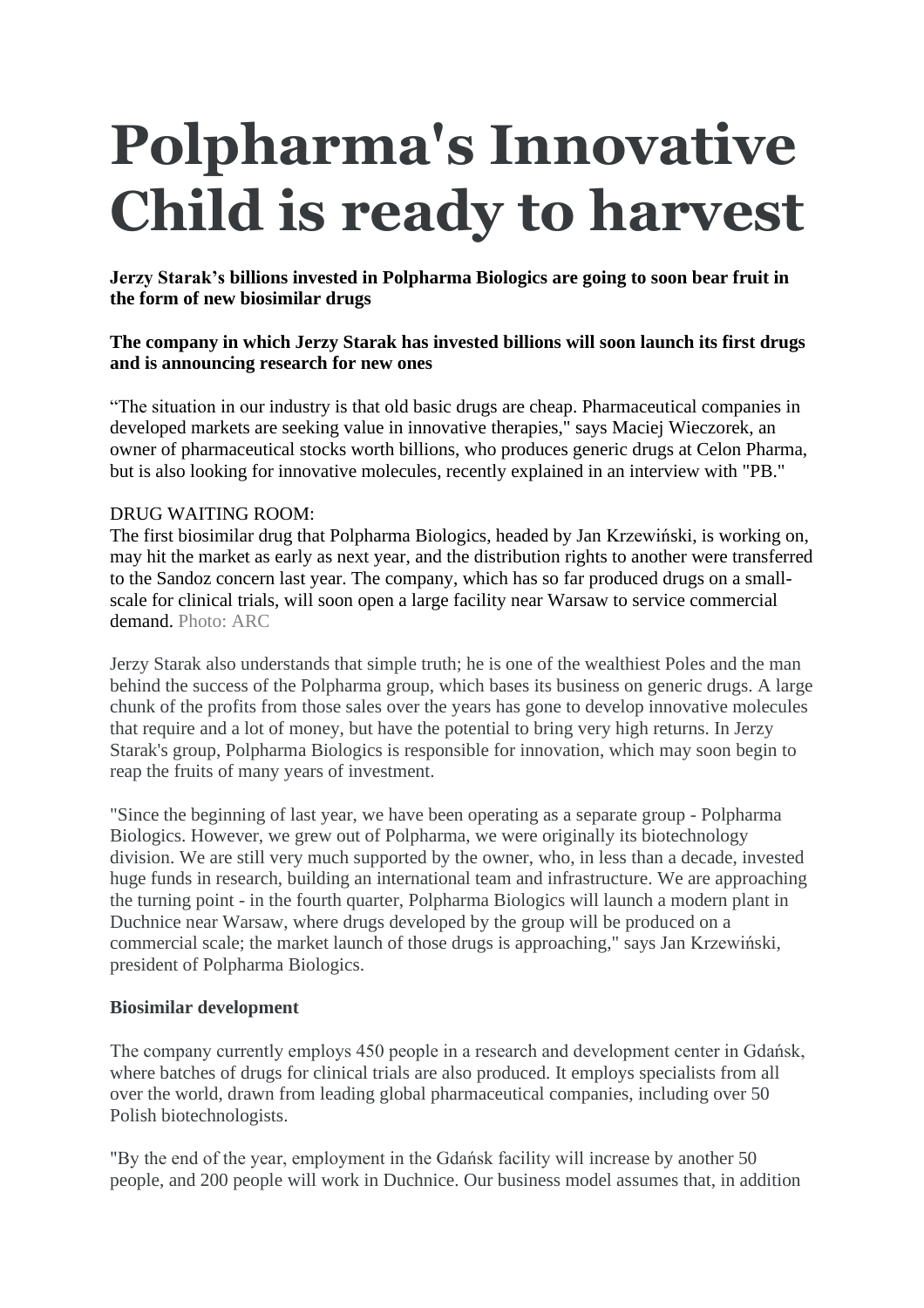# Polpharma's Innovative Child is ready to harvest

**Jerzy Starak's billions invested in Polpharma Biologics are going to soon bear fruit in the form of new biosimilar drugs**

**The company in which Jerzy Starak has invested billions will soon launch its first drugs and is announcing research for new ones**

"The situation in our industry is that old basic drugs are cheap. Pharmaceutical companies in developed markets are seeking value in innovative therapies," says Maciej Wieczorek, an owner of pharmaceutical stocks worth billions, who produces generic drugs at Celon Pharma, but is also looking for innovative molecules, recently explained in an interview with "PB."

DRUG WAITING ROOM:
The first biosimilar drug that Polpharma Biologics, headed by Jan Krzewiński, is working on, may hit the market as early as next year, and the distribution rights to another were transferred to the Sandoz concern last year. The company, which has so far produced drugs on a small-scale for clinical trials, will soon open a large facility near Warsaw to service commercial demand. Photo: ARC

Jerzy Starak also understands that simple truth; he is one of the wealthiest Poles and the man behind the success of the Polpharma group, which bases its business on generic drugs. A large chunk of the profits from those sales over the years has gone to develop innovative molecules that require and a lot of money, but have the potential to bring very high returns. In Jerzy Starak's group, Polpharma Biologics is responsible for innovation, which may soon begin to reap the fruits of many years of investment.

"Since the beginning of last year, we have been operating as a separate group - Polpharma Biologics. However, we grew out of Polpharma, we were originally its biotechnology division. We are still very much supported by the owner, who, in less than a decade, invested huge funds in research, building an international team and infrastructure. We are approaching the turning point - in the fourth quarter, Polpharma Biologics will launch a modern plant in Duchnice near Warsaw, where drugs developed by the group will be produced on a commercial scale; the market launch of those drugs is approaching," says Jan Krzewiński, president of Polpharma Biologics.

**Biosimilar development**

The company currently employs 450 people in a research and development center in Gdańsk, where batches of drugs for clinical trials are also produced. It employs specialists from all over the world, drawn from leading global pharmaceutical companies, including over 50 Polish biotechnologists.

"By the end of the year, employment in the Gdańsk facility will increase by another 50 people, and 200 people will work in Duchnice. Our business model assumes that, in addition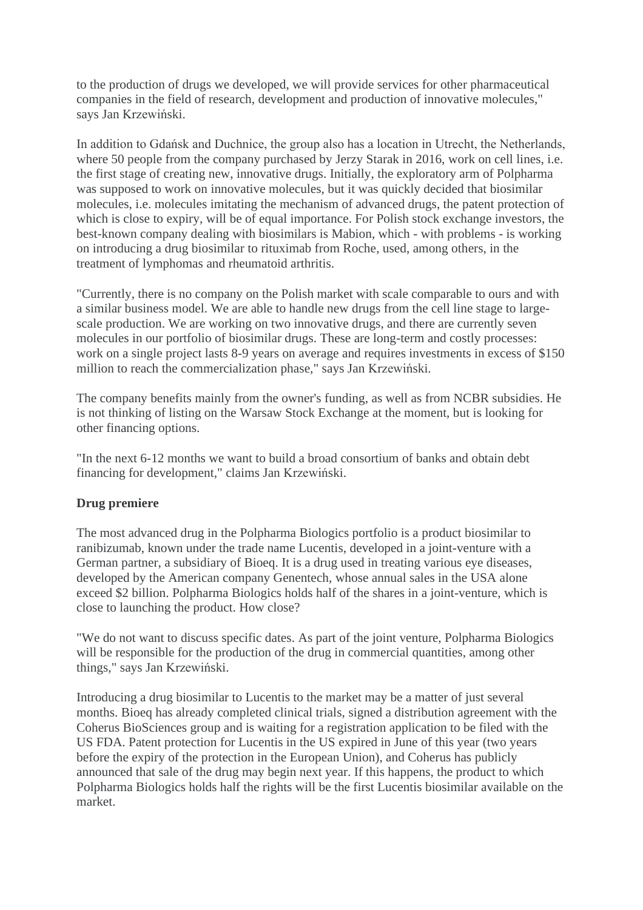to the production of drugs we developed, we will provide services for other pharmaceutical companies in the field of research, development and production of innovative molecules," says Jan Krzewiński.

In addition to Gdańsk and Duchnice, the group also has a location in Utrecht, the Netherlands, where 50 people from the company purchased by Jerzy Starak in 2016, work on cell lines, i.e. the first stage of creating new, innovative drugs. Initially, the exploratory arm of Polpharma was supposed to work on innovative molecules, but it was quickly decided that biosimilar molecules, i.e. molecules imitating the mechanism of advanced drugs, the patent protection of which is close to expiry, will be of equal importance. For Polish stock exchange investors, the best-known company dealing with biosimilars is Mabion, which - with problems - is working on introducing a drug biosimilar to rituximab from Roche, used, among others, in the treatment of lymphomas and rheumatoid arthritis.

"Currently, there is no company on the Polish market with scale comparable to ours and with a similar business model. We are able to handle new drugs from the cell line stage to large-scale production. We are working on two innovative drugs, and there are currently seven molecules in our portfolio of biosimilar drugs. These are long-term and costly processes: work on a single project lasts 8-9 years on average and requires investments in excess of $150 million to reach the commercialization phase," says Jan Krzewiński.

The company benefits mainly from the owner's funding, as well as from NCBR subsidies. He is not thinking of listing on the Warsaw Stock Exchange at the moment, but is looking for other financing options.

"In the next 6-12 months we want to build a broad consortium of banks and obtain debt financing for development," claims Jan Krzewiński.

**Drug premiere**

The most advanced drug in the Polpharma Biologics portfolio is a product biosimilar to ranibizumab, known under the trade name Lucentis, developed in a joint-venture with a German partner, a subsidiary of Bioeq. It is a drug used in treating various eye diseases, developed by the American company Genentech, whose annual sales in the USA alone exceed $2 billion. Polpharma Biologics holds half of the shares in a joint-venture, which is close to launching the product. How close?

"We do not want to discuss specific dates. As part of the joint venture, Polpharma Biologics will be responsible for the production of the drug in commercial quantities, among other things," says Jan Krzewiński.

Introducing a drug biosimilar to Lucentis to the market may be a matter of just several months. Bioeq has already completed clinical trials, signed a distribution agreement with the Coherus BioSciences group and is waiting for a registration application to be filed with the US FDA. Patent protection for Lucentis in the US expired in June of this year (two years before the expiry of the protection in the European Union), and Coherus has publicly announced that sale of the drug may begin next year. If this happens, the product to which Polpharma Biologics holds half the rights will be the first Lucentis biosimilar available on the market.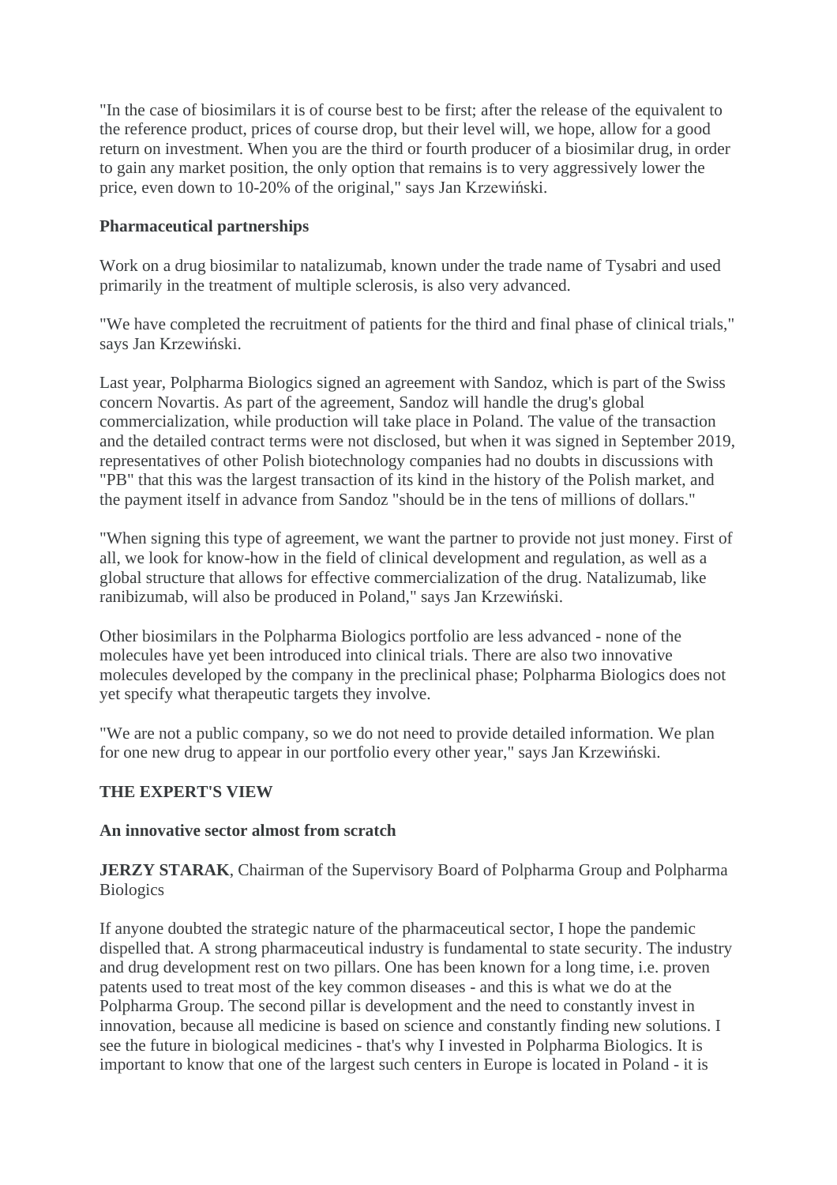"In the case of biosimilars it is of course best to be first; after the release of the equivalent to the reference product, prices of course drop, but their level will, we hope, allow for a good return on investment. When you are the third or fourth producer of a biosimilar drug, in order to gain any market position, the only option that remains is to very aggressively lower the price, even down to 10-20% of the original," says Jan Krzewiński.

**Pharmaceutical partnerships**

Work on a drug biosimilar to natalizumab, known under the trade name of Tysabri and used primarily in the treatment of multiple sclerosis, is also very advanced.

"We have completed the recruitment of patients for the third and final phase of clinical trials," says Jan Krzewiński.

Last year, Polpharma Biologics signed an agreement with Sandoz, which is part of the Swiss concern Novartis. As part of the agreement, Sandoz will handle the drug's global commercialization, while production will take place in Poland. The value of the transaction and the detailed contract terms were not disclosed, but when it was signed in September 2019, representatives of other Polish biotechnology companies had no doubts in discussions with "PB" that this was the largest transaction of its kind in the history of the Polish market, and the payment itself in advance from Sandoz "should be in the tens of millions of dollars."

"When signing this type of agreement, we want the partner to provide not just money. First of all, we look for know-how in the field of clinical development and regulation, as well as a global structure that allows for effective commercialization of the drug. Natalizumab, like ranibizumab, will also be produced in Poland," says Jan Krzewiński.

Other biosimilars in the Polpharma Biologics portfolio are less advanced - none of the molecules have yet been introduced into clinical trials. There are also two innovative molecules developed by the company in the preclinical phase; Polpharma Biologics does not yet specify what therapeutic targets they involve.

"We are not a public company, so we do not need to provide detailed information. We plan for one new drug to appear in our portfolio every other year," says Jan Krzewiński.

**THE EXPERT'S VIEW**

**An innovative sector almost from scratch**

**JERZY STARAK**, Chairman of the Supervisory Board of Polpharma Group and Polpharma Biologics

If anyone doubted the strategic nature of the pharmaceutical sector, I hope the pandemic dispelled that. A strong pharmaceutical industry is fundamental to state security. The industry and drug development rest on two pillars. One has been known for a long time, i.e. proven patents used to treat most of the key common diseases - and this is what we do at the Polpharma Group. The second pillar is development and the need to constantly invest in innovation, because all medicine is based on science and constantly finding new solutions. I see the future in biological medicines - that's why I invested in Polpharma Biologics. It is important to know that one of the largest such centers in Europe is located in Poland - it is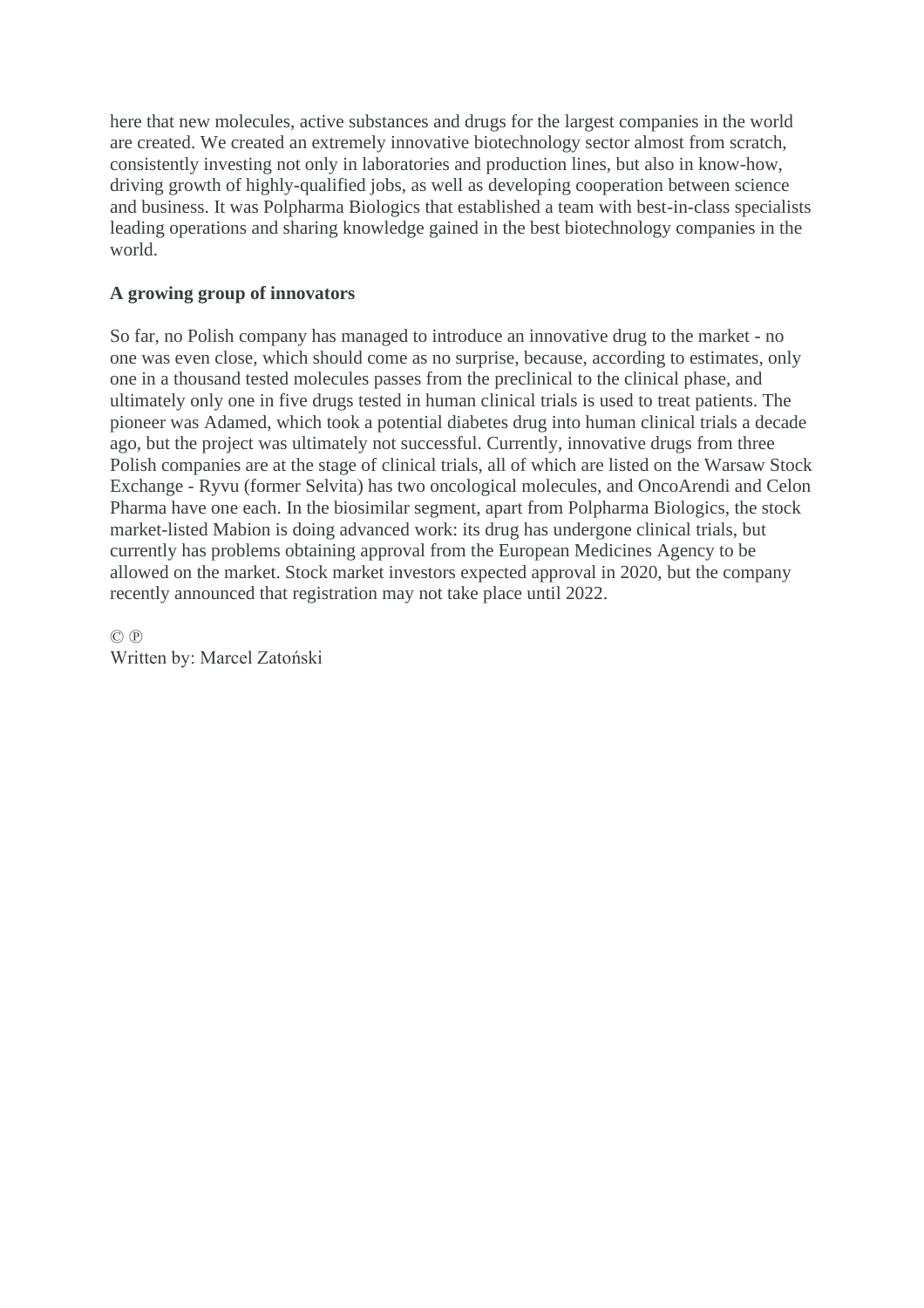here that new molecules, active substances and drugs for the largest companies in the world are created. We created an extremely innovative biotechnology sector almost from scratch, consistently investing not only in laboratories and production lines, but also in know-how, driving growth of highly-qualified jobs, as well as developing cooperation between science and business. It was Polpharma Biologics that established a team with best-in-class specialists leading operations and sharing knowledge gained in the best biotechnology companies in the world.

**A growing group of innovators**

So far, no Polish company has managed to introduce an innovative drug to the market - no one was even close, which should come as no surprise, because, according to estimates, only one in a thousand tested molecules passes from the preclinical to the clinical phase, and ultimately only one in five drugs tested in human clinical trials is used to treat patients. The pioneer was Adamed, which took a potential diabetes drug into human clinical trials a decade ago, but the project was ultimately not successful. Currently, innovative drugs from three Polish companies are at the stage of clinical trials, all of which are listed on the Warsaw Stock Exchange - Ryvu (former Selvita) has two oncological molecules, and OncoArendi and Celon Pharma have one each. In the biosimilar segment, apart from Polpharma Biologics, the stock market-listed Mabion is doing advanced work: its drug has undergone clinical trials, but currently has problems obtaining approval from the European Medicines Agency to be allowed on the market. Stock market investors expected approval in 2020, but the company recently announced that registration may not take place until 2022.

© ℗
Written by: Marcel Zatoński